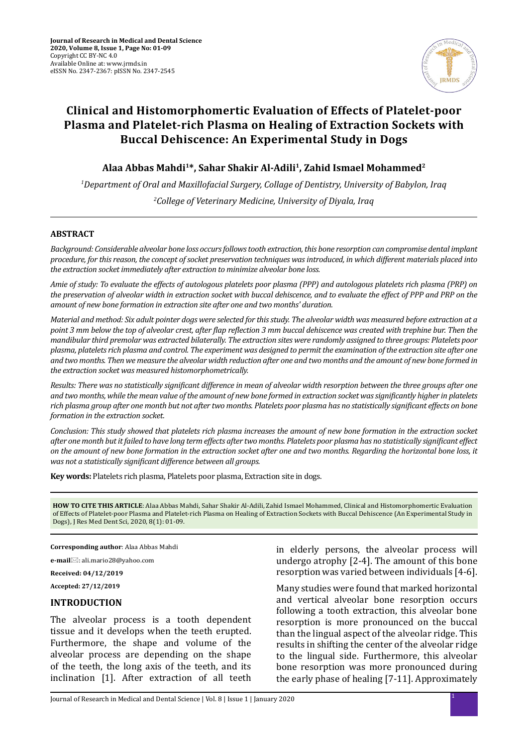# Clinical and Histomorphomertic Evaluation of Effects of Platelet-poor Plasma and Platelet-rich Plasma on Healing of Extraction Sockets with Buccal Dehiscence: An Experimental Study in Dogs

**Alaa Abbas Mahdi[1]\*, Sahar Shakir Al-Adili[1], Zahid Ismael Mohammed[2]**

*[1]Department of Oral and Maxillofacial Surgery, Collage of Dentistry, University of Babylon, Iraq*

*[2]College of Veterinary Medicine, University of Diyala, Iraq*

## ABSTRACT

*Background: Considerable alveolar bone loss occurs follows tooth extraction, this bone resorption can compromise dental implant procedure, for this reason, the concept of socket preservation techniques was introduced, in which different materials placed into the extraction socket immediately after extraction to minimize alveolar bone loss.*

*Amie of study: To evaluate the effects of autologous platelets poor plasma (PPP) and autologous platelets rich plasma (PRP) on the preservation of alveolar width in extraction socket with buccal dehiscence, and to evaluate the effect of PPP and PRP on the amount of new bone formation in extraction site after one and two months' duration.*

*Material and method: Six adult pointer dogs were selected for this study. The alveolar width was measured before extraction at a point 3 mm below the top of alveolar crest, after flap reflection 3 mm buccal dehiscence was created with trephine bur. Then the mandibular third premolar was extracted bilaterally. The extraction sites were randomly assigned to three groups: Platelets poor plasma, platelets rich plasma and control. The experiment was designed to permit the examination of the extraction site after one and two months. Then we measure the alveolar width reduction after one and two months and the amount of new bone formed in the extraction socket was measured histomorphometrically.*

*Results: There was no statistically significant difference in mean of alveolar width resorption between the three groups after one and two months, while the mean value of the amount of new bone formed in extraction socket was significantly higher in platelets rich plasma group after one month but not after two months. Platelets poor plasma has no statistically significant effects on bone formation in the extraction socket.*

*Conclusion: This study showed that platelets rich plasma increases the amount of new bone formation in the extraction socket after one month but it failed to have long term effects after two months. Platelets poor plasma has no statistically significant effect on the amount of new bone formation in the extraction socket after one and two months. Regarding the horizontal bone loss, it was not a statistically significant difference between all groups.*

**Key words:** Platelets rich plasma, Platelets poor plasma, Extraction site in dogs.

**HOW TO CITE THIS ARTICLE**: Alaa Abbas Mahdi, Sahar Shakir Al-Adili, Zahid Ismael Mohammed, Clinical and Histomorphomertic Evaluation of Effects of Platelet-poor Plasma and Platelet-rich Plasma on Healing of Extraction Sockets with Buccal Dehiscence (An Experimental Study in Dogs), J Res Med Dent Sci, 2020, 8(1): 01-09.

**Corresponding author**: Alaa Abbas Mahdi

**e-mail**: ali.mario28@yahoo.com

**Received: 04/12/2019**

**Accepted: 27/12/2019**

## INTRODUCTION

The alveolar process is a tooth dependent tissue and it develops when the teeth erupted. Furthermore, the shape and volume of the alveolar process are depending on the shape of the teeth, the long axis of the teeth, and its inclination [1]. After extraction of all teeth in elderly persons, the alveolar process will undergo atrophy [2-4]. The amount of this bone resorption was varied between individuals [4-6].

Many studies were found that marked horizontal and vertical alveolar bone resorption occurs following a tooth extraction, this alveolar bone resorption is more pronounced on the buccal than the lingual aspect of the alveolar ridge. This results in shifting the center of the alveolar ridge to the lingual side. Furthermore, this alveolar bone resorption was more pronounced during the early phase of healing [7-11]. Approximately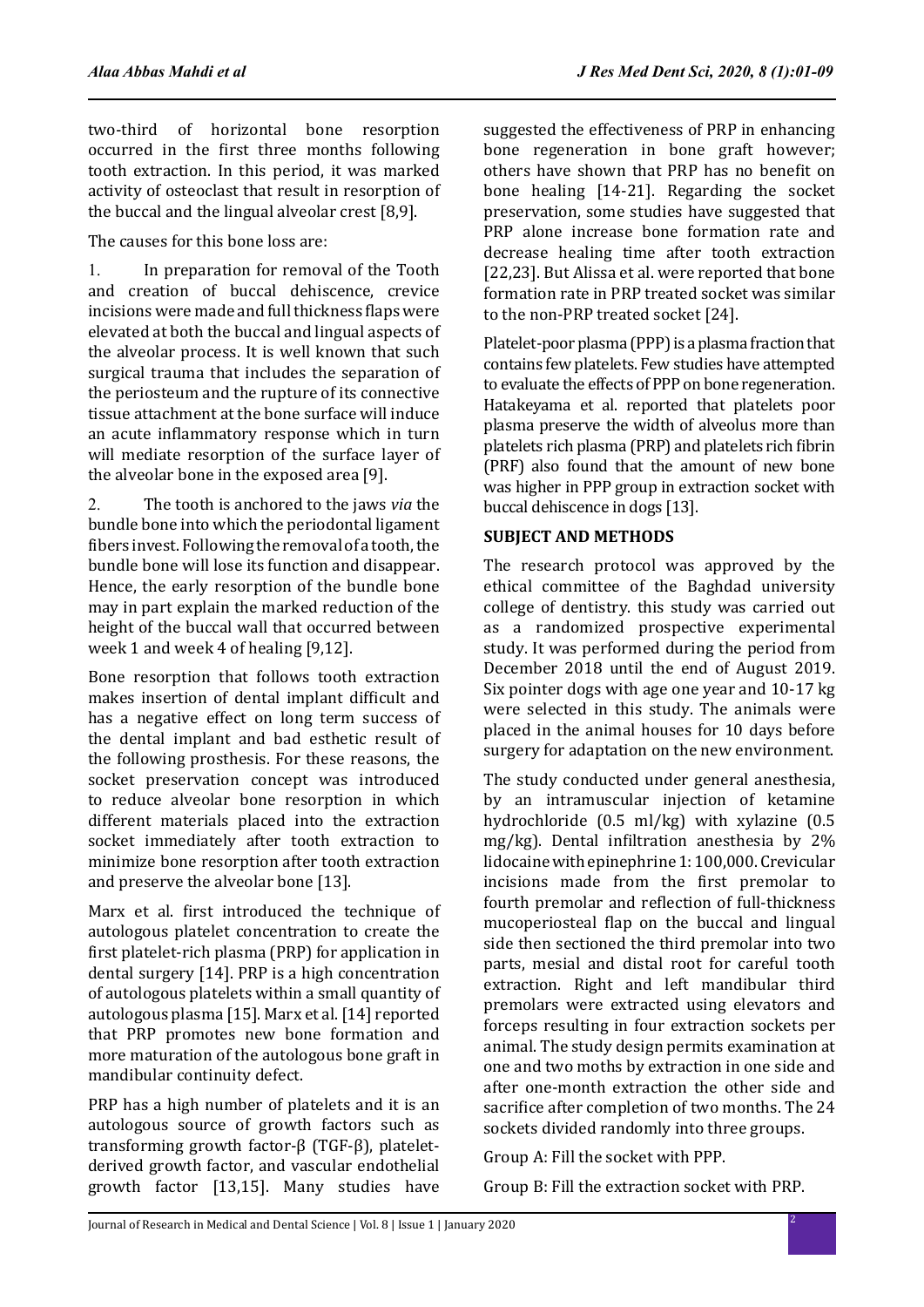two-third of horizontal bone resorption occurred in the first three months following tooth extraction. In this period, it was marked activity of osteoclast that result in resorption of the buccal and the lingual alveolar crest [8,9].

The causes for this bone loss are:

1. In preparation for removal of the Tooth and creation of buccal dehiscence, crevice incisions were made and full thickness flaps were elevated at both the buccal and lingual aspects of the alveolar process. It is well known that such surgical trauma that includes the separation of the periosteum and the rupture of its connective tissue attachment at the bone surface will induce an acute inflammatory response which in turn will mediate resorption of the surface layer of the alveolar bone in the exposed area [9].

2. The tooth is anchored to the jaws *via* the bundle bone into which the periodontal ligament fibers invest. Following the removal of a tooth, the bundle bone will lose its function and disappear. Hence, the early resorption of the bundle bone may in part explain the marked reduction of the height of the buccal wall that occurred between week 1 and week 4 of healing [9,12].

Bone resorption that follows tooth extraction makes insertion of dental implant difficult and has a negative effect on long term success of the dental implant and bad esthetic result of the following prosthesis. For these reasons, the socket preservation concept was introduced to reduce alveolar bone resorption in which different materials placed into the extraction socket immediately after tooth extraction to minimize bone resorption after tooth extraction and preserve the alveolar bone [13].

Marx et al. first introduced the technique of autologous platelet concentration to create the first platelet-rich plasma (PRP) for application in dental surgery [14]. PRP is a high concentration of autologous platelets within a small quantity of autologous plasma [15]. Marx et al. [14] reported that PRP promotes new bone formation and more maturation of the autologous bone graft in mandibular continuity defect.

PRP has a high number of platelets and it is an autologous source of growth factors such as transforming growth factor-β (TGF-β), platelet-derived growth factor, and vascular endothelial growth factor [13,15]. Many studies have suggested the effectiveness of PRP in enhancing bone regeneration in bone graft however; others have shown that PRP has no benefit on bone healing [14-21]. Regarding the socket preservation, some studies have suggested that PRP alone increase bone formation rate and decrease healing time after tooth extraction [22,23]. But Alissa et al. were reported that bone formation rate in PRP treated socket was similar to the non-PRP treated socket [24].

Platelet-poor plasma (PPP) is a plasma fraction that contains few platelets. Few studies have attempted to evaluate the effects of PPP on bone regeneration. Hatakeyama et al. reported that platelets poor plasma preserve the width of alveolus more than platelets rich plasma (PRP) and platelets rich fibrin (PRF) also found that the amount of new bone was higher in PPP group in extraction socket with buccal dehiscence in dogs [13].

## SUBJECT AND METHODS

The research protocol was approved by the ethical committee of the Baghdad university college of dentistry. this study was carried out as a randomized prospective experimental study. It was performed during the period from December 2018 until the end of August 2019. Six pointer dogs with age one year and 10-17 kg were selected in this study. The animals were placed in the animal houses for 10 days before surgery for adaptation on the new environment.

The study conducted under general anesthesia, by an intramuscular injection of ketamine hydrochloride (0.5 ml/kg) with xylazine (0.5 mg/kg). Dental infiltration anesthesia by 2% lidocaine with epinephrine 1: 100,000. Crevicular incisions made from the first premolar to fourth premolar and reflection of full-thickness mucoperiosteal flap on the buccal and lingual side then sectioned the third premolar into two parts, mesial and distal root for careful tooth extraction. Right and left mandibular third premolars were extracted using elevators and forceps resulting in four extraction sockets per animal. The study design permits examination at one and two moths by extraction in one side and after one-month extraction the other side and sacrifice after completion of two months. The 24 sockets divided randomly into three groups.

Group A: Fill the socket with PPP.

Group B: Fill the extraction socket with PRP.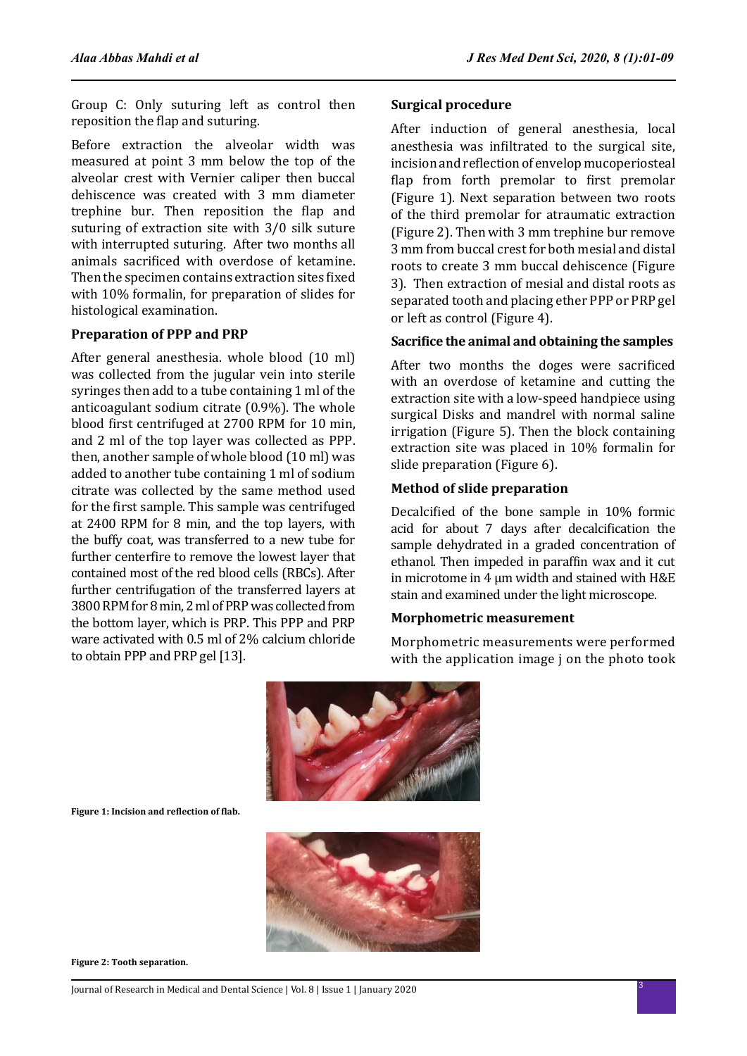Group C: Only suturing left as control then reposition the flap and suturing.

Before extraction the alveolar width was measured at point 3 mm below the top of the alveolar crest with Vernier caliper then buccal dehiscence was created with 3 mm diameter trephine bur. Then reposition the flap and suturing of extraction site with 3/0 silk suture with interrupted suturing. After two months all animals sacrificed with overdose of ketamine. Then the specimen contains extraction sites fixed with 10% formalin, for preparation of slides for histological examination.

### Preparation of PPP and PRP

After general anesthesia. whole blood (10 ml) was collected from the jugular vein into sterile syringes then add to a tube containing 1 ml of the anticoagulant sodium citrate (0.9%). The whole blood first centrifuged at 2700 RPM for 10 min, and 2 ml of the top layer was collected as PPP. then, another sample of whole blood (10 ml) was added to another tube containing 1 ml of sodium citrate was collected by the same method used for the first sample. This sample was centrifuged at 2400 RPM for 8 min, and the top layers, with the buffy coat, was transferred to a new tube for further centerfire to remove the lowest layer that contained most of the red blood cells (RBCs). After further centrifugation of the transferred layers at 3800 RPM for 8 min, 2 ml of PRP was collected from the bottom layer, which is PRP. This PPP and PRP ware activated with 0.5 ml of 2% calcium chloride to obtain PPP and PRP gel [13].

### Surgical procedure

After induction of general anesthesia, local anesthesia was infiltrated to the surgical site, incision and reflection of envelop mucoperiosteal flap from forth premolar to first premolar (Figure 1). Next separation between two roots of the third premolar for atraumatic extraction (Figure 2). Then with 3 mm trephine bur remove 3 mm from buccal crest for both mesial and distal roots to create 3 mm buccal dehiscence (Figure 3). Then extraction of mesial and distal roots as separated tooth and placing ether PPP or PRP gel or left as control (Figure 4).

### Sacrifice the animal and obtaining the samples

After two months the doges were sacrificed with an overdose of ketamine and cutting the extraction site with a low-speed handpiece using surgical Disks and mandrel with normal saline irrigation (Figure 5). Then the block containing extraction site was placed in 10% formalin for slide preparation (Figure 6).

### Method of slide preparation

Decalcified of the bone sample in 10% formic acid for about 7 days after decalcification the sample dehydrated in a graded concentration of ethanol. Then impeded in paraffin wax and it cut in microtome in 4 μm width and stained with H&E stain and examined under the light microscope.

### Morphometric measurement

Morphometric measurements were performed with the application image j on the photo took

**Figure 1: Incision and reflection of flab.**

**Figure 2: Tooth separation.**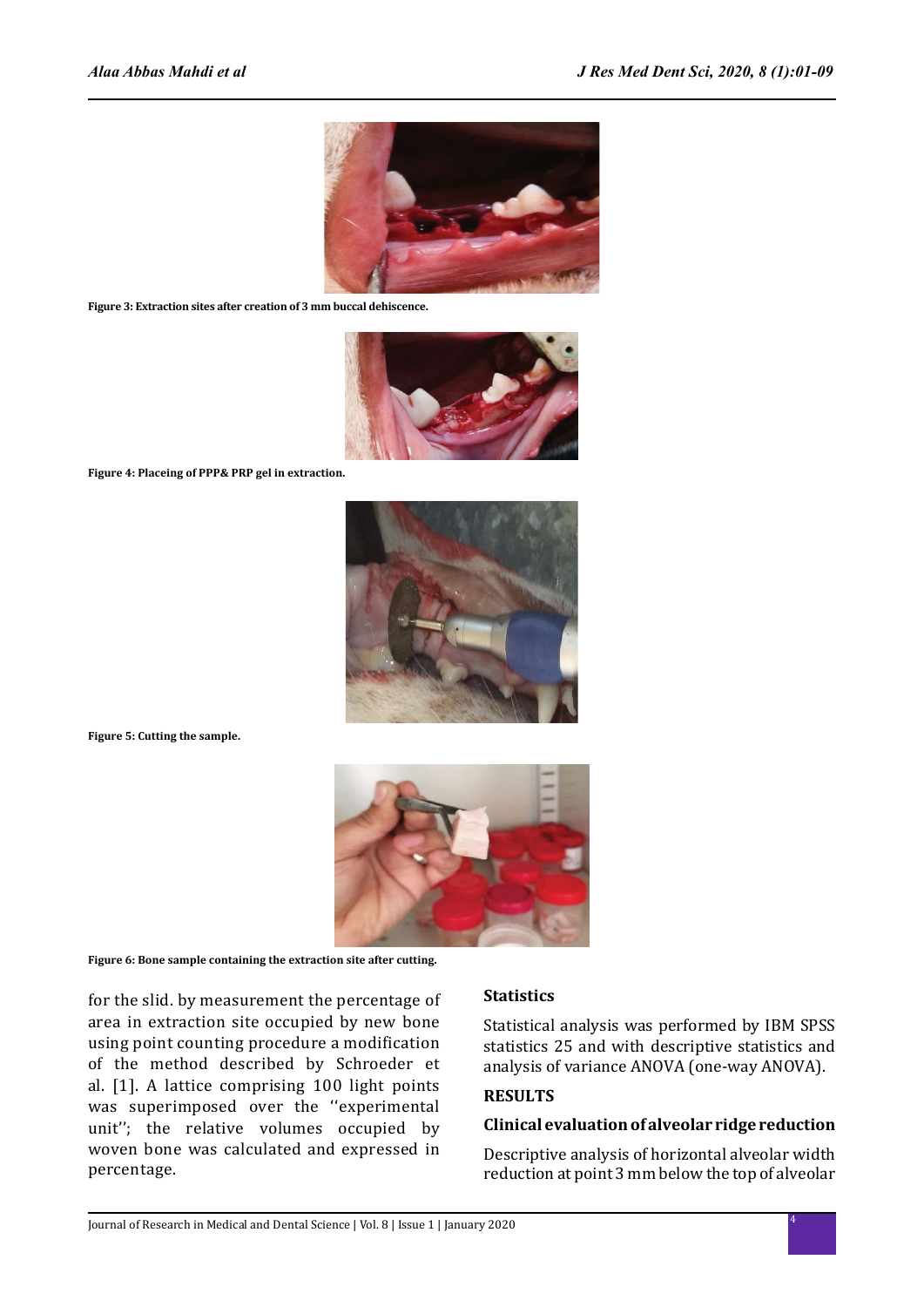Figure 3: Extraction sites after creation of 3 mm buccal dehiscence.

Figure 4: Placeing of PPP& PRP gel in extraction.

Figure 5: Cutting the sample.

Figure 6: Bone sample containing the extraction site after cutting.

for the slid. by measurement the percentage of area in extraction site occupied by new bone using point counting procedure a modification of the method described by Schroeder et al. [1]. A lattice comprising 100 light points was superimposed over the ''experimental unit''; the relative volumes occupied by woven bone was calculated and expressed in percentage.

## Statistics

Statistical analysis was performed by IBM SPSS statistics 25 and with descriptive statistics and analysis of variance ANOVA (one-way ANOVA).

## RESULTS

### Clinical evaluation of alveolar ridge reduction

Descriptive analysis of horizontal alveolar width reduction at point 3 mm below the top of alveolar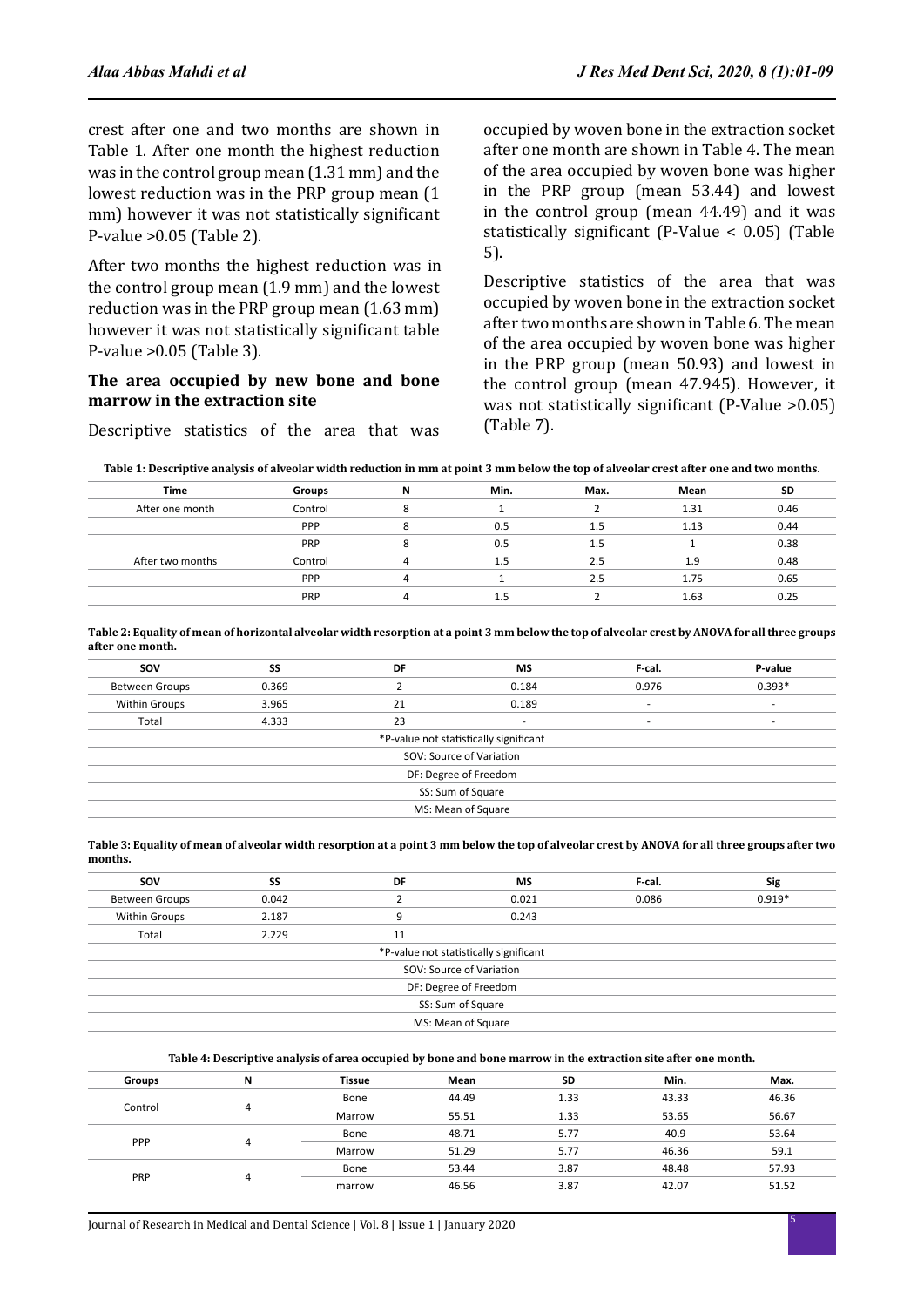crest after one and two months are shown in Table 1. After one month the highest reduction was in the control group mean (1.31 mm) and the lowest reduction was in the PRP group mean (1 mm) however it was not statistically significant P-value >0.05 (Table 2).

After two months the highest reduction was in the control group mean (1.9 mm) and the lowest reduction was in the PRP group mean (1.63 mm) however it was not statistically significant table P-value >0.05 (Table 3).

### The area occupied by new bone and bone marrow in the extraction site

Descriptive statistics of the area that was occupied by woven bone in the extraction socket after one month are shown in Table 4. The mean of the area occupied by woven bone was higher in the PRP group (mean 53.44) and lowest in the control group (mean 44.49) and it was statistically significant (P-Value < 0.05) (Table 5).

Descriptive statistics of the area that was occupied by woven bone in the extraction socket after two months are shown in Table 6. The mean of the area occupied by woven bone was higher in the PRP group (mean 50.93) and lowest in the control group (mean 47.945). However, it was not statistically significant (P-Value >0.05) (Table 7).

**Table 1: Descriptive analysis of alveolar width reduction in mm at point 3 mm below the top of alveolar crest after one and two months.**

| Time | Groups | N | Min. | Max. | Mean | SD |
|---|---|---|---|---|---|---|
| After one month | Control | 8 | 1 | 2 | 1.31 | 0.46 |
| | PPP | 8 | 0.5 | 1.5 | 1.13 | 0.44 |
| | PRP | 8 | 0.5 | 1.5 | 1 | 0.38 |
| After two months | Control | 4 | 1.5 | 2.5 | 1.9 | 0.48 |
| | PPP | 4 | 1 | 2.5 | 1.75 | 0.65 |
| | PRP | 4 | 1.5 | 2 | 1.63 | 0.25 |

**Table 2: Equality of mean of horizontal alveolar width resorption at a point 3 mm below the top of alveolar crest by ANOVA for all three groups after one month.**

| SOV | SS | DF | MS | F-cal. | P-value |
|---|---|---|---|---|---|
| Between Groups | 0.369 | 2 | 0.184 | 0.976 | 0.393* |
| Within Groups | 3.965 | 21 | 0.189 | - | - |
| Total | 4.333 | 23 | - | - | - |

*P-value not statistically significant
SOV: Source of Variation
DF: Degree of Freedom
SS: Sum of Square
MS: Mean of Square

**Table 3: Equality of mean of alveolar width resorption at a point 3 mm below the top of alveolar crest by ANOVA for all three groups after two months.**

| SOV | SS | DF | MS | F-cal. | Sig |
|---|---|---|---|---|---|
| Between Groups | 0.042 | 2 | 0.021 | 0.086 | 0.919* |
| Within Groups | 2.187 | 9 | 0.243 | | |
| Total | 2.229 | 11 | | | |

*P-value not statistically significant
SOV: Source of Variation
DF: Degree of Freedom
SS: Sum of Square
MS: Mean of Square

**Table 4: Descriptive analysis of area occupied by bone and bone marrow in the extraction site after one month.**

| Groups | N | Tissue | Mean | SD | Min. | Max. |
|---|---|---|---|---|---|---|
| Control | 4 | Bone | 44.49 | 1.33 | 43.33 | 46.36 |
| | | Marrow | 55.51 | 1.33 | 53.65 | 56.67 |
| PPP | 4 | Bone | 48.71 | 5.77 | 40.9 | 53.64 |
| | | Marrow | 51.29 | 5.77 | 46.36 | 59.1 |
| PRP | 4 | Bone | 53.44 | 3.87 | 48.48 | 57.93 |
| | | marrow | 46.56 | 3.87 | 42.07 | 51.52 |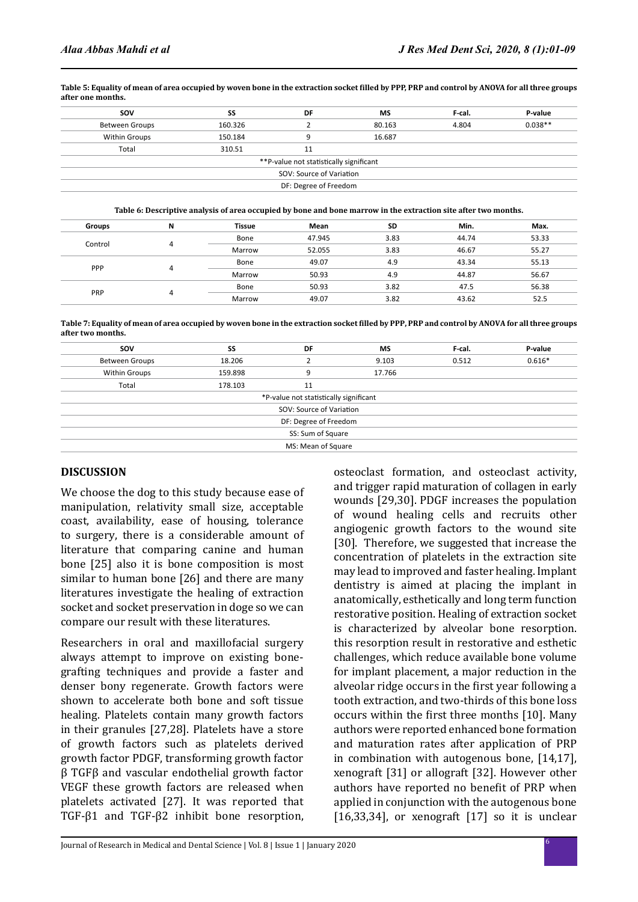**Table 5: Equality of mean of area occupied by woven bone in the extraction socket filled by PPP, PRP and control by ANOVA for all three groups after one months.**

| SOV | SS | DF | MS | F-cal. | P-value |
|---|---|---|---|---|---|
| Between Groups | 160.326 | 2 | 80.163 | 4.804 | 0.038** |
| Within Groups | 150.184 | 9 | 16.687 | | |
| Total | 310.51 | 11 | | | |
| **P-value not statistically significant | | | | | |
| SOV: Source of Variation | | | | | |
| DF: Degree of Freedom | | | | | |

**Table 6: Descriptive analysis of area occupied by bone and bone marrow in the extraction site after two months.**

| Groups | N | Tissue | Mean | SD | Min. | Max. |
|---|---|---|---|---|---|---|
| Control | 4 | Bone | 47.945 | 3.83 | 44.74 | 53.33 |
| | | Marrow | 52.055 | 3.83 | 46.67 | 55.27 |
| PPP | 4 | Bone | 49.07 | 4.9 | 43.34 | 55.13 |
| | | Marrow | 50.93 | 4.9 | 44.87 | 56.67 |
| PRP | 4 | Bone | 50.93 | 3.82 | 47.5 | 56.38 |
| | | Marrow | 49.07 | 3.82 | 43.62 | 52.5 |

**Table 7: Equality of mean of area occupied by woven bone in the extraction socket filled by PPP, PRP and control by ANOVA for all three groups after two months.**

| SOV | SS | DF | MS | F-cal. | P-value |
|---|---|---|---|---|---|
| Between Groups | 18.206 | 2 | 9.103 | 0.512 | 0.616* |
| Within Groups | 159.898 | 9 | 17.766 | | |
| Total | 178.103 | 11 | | | |
| *P-value not statistically significant | | | | | |
| SOV: Source of Variation | | | | | |
| DF: Degree of Freedom | | | | | |
| SS: Sum of Square | | | | | |
| MS: Mean of Square | | | | | |

## DISCUSSION

We choose the dog to this study because ease of manipulation, relativity small size, acceptable coast, availability, ease of housing, tolerance to surgery, there is a considerable amount of literature that comparing canine and human bone [25] also it is bone composition is most similar to human bone [26] and there are many literatures investigate the healing of extraction socket and socket preservation in doge so we can compare our result with these literatures.

Researchers in oral and maxillofacial surgery always attempt to improve on existing bone-grafting techniques and provide a faster and denser bony regenerate. Growth factors were shown to accelerate both bone and soft tissue healing. Platelets contain many growth factors in their granules [27,28]. Platelets have a store of growth factors such as platelets derived growth factor PDGF, transforming growth factor β TGFβ and vascular endothelial growth factor VEGF these growth factors are released when platelets activated [27]. It was reported that TGF-β1 and TGF-β2 inhibit bone resorption, osteoclast formation, and osteoclast activity, and trigger rapid maturation of collagen in early wounds [29,30]. PDGF increases the population of wound healing cells and recruits other angiogenic growth factors to the wound site [30]. Therefore, we suggested that increase the concentration of platelets in the extraction site may lead to improved and faster healing. Implant dentistry is aimed at placing the implant in anatomically, esthetically and long term function restorative position. Healing of extraction socket is characterized by alveolar bone resorption. this resorption result in restorative and esthetic challenges, which reduce available bone volume for implant placement, a major reduction in the alveolar ridge occurs in the first year following a tooth extraction, and two-thirds of this bone loss occurs within the first three months [10]. Many authors were reported enhanced bone formation and maturation rates after application of PRP in combination with autogenous bone, [14,17], xenograft [31] or allograft [32]. However other authors have reported no benefit of PRP when applied in conjunction with the autogenous bone [16,33,34], or xenograft [17] so it is unclear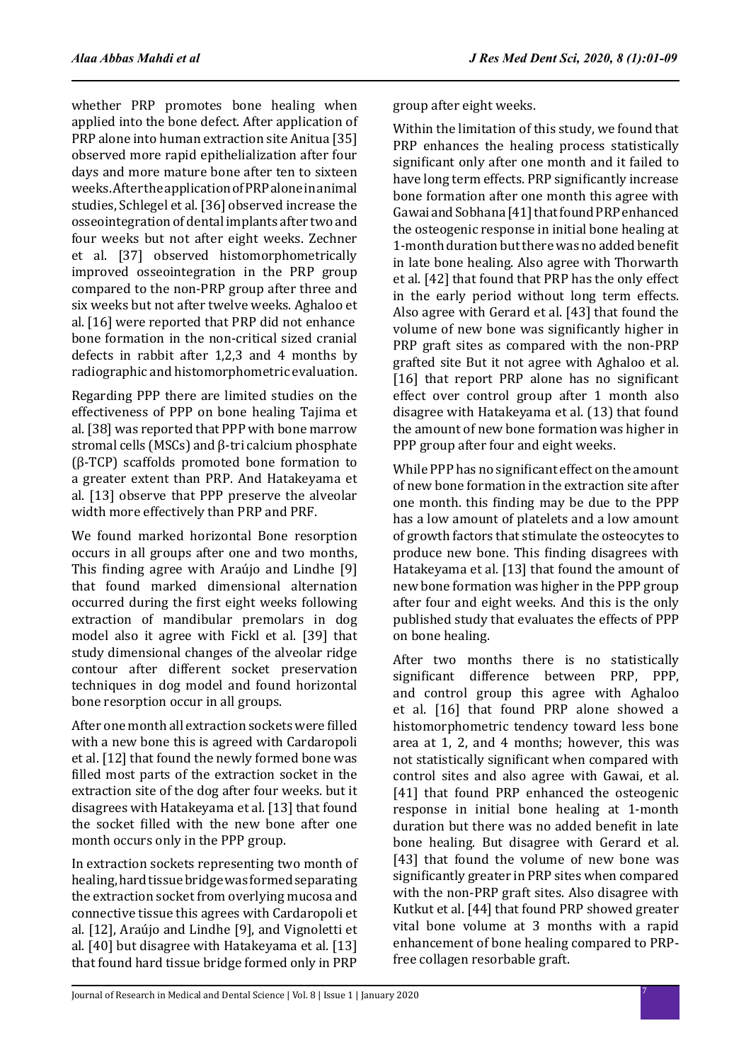whether PRP promotes bone healing when applied into the bone defect. After application of PRP alone into human extraction site Anitua [35] observed more rapid epithelialization after four days and more mature bone after ten to sixteen weeks. After the application of PRP alone in animal studies, Schlegel et al. [36] observed increase the osseointegration of dental implants after two and four weeks but not after eight weeks. Zechner et al. [37] observed histomorphometrically improved osseointegration in the PRP group compared to the non-PRP group after three and six weeks but not after twelve weeks. Aghaloo et al. [16] were reported that PRP did not enhance bone formation in the non-critical sized cranial defects in rabbit after 1,2,3 and 4 months by radiographic and histomorphometric evaluation.

Regarding PPP there are limited studies on the effectiveness of PPP on bone healing Tajima et al. [38] was reported that PPP with bone marrow stromal cells (MSCs) and β-tri calcium phosphate (β-TCP) scaffolds promoted bone formation to a greater extent than PRP. And Hatakeyama et al. [13] observe that PPP preserve the alveolar width more effectively than PRP and PRF.

We found marked horizontal Bone resorption occurs in all groups after one and two months, This finding agree with Araújo and Lindhe [9] that found marked dimensional alternation occurred during the first eight weeks following extraction of mandibular premolars in dog model also it agree with Fickl et al. [39] that study dimensional changes of the alveolar ridge contour after different socket preservation techniques in dog model and found horizontal bone resorption occur in all groups.

After one month all extraction sockets were filled with a new bone this is agreed with Cardaropoli et al. [12] that found the newly formed bone was filled most parts of the extraction socket in the extraction site of the dog after four weeks. but it disagrees with Hatakeyama et al. [13] that found the socket filled with the new bone after one month occurs only in the PPP group.

In extraction sockets representing two month of healing, hard tissue bridge was formed separating the extraction socket from overlying mucosa and connective tissue this agrees with Cardaropoli et al. [12], Araújo and Lindhe [9], and Vignoletti et al. [40] but disagree with Hatakeyama et al. [13] that found hard tissue bridge formed only in PRP group after eight weeks.

Within the limitation of this study, we found that PRP enhances the healing process statistically significant only after one month and it failed to have long term effects. PRP significantly increase bone formation after one month this agree with Gawai and Sobhana [41] that found PRP enhanced the osteogenic response in initial bone healing at 1-month duration but there was no added benefit in late bone healing. Also agree with Thorwarth et al. [42] that found that PRP has the only effect in the early period without long term effects. Also agree with Gerard et al. [43] that found the volume of new bone was significantly higher in PRP graft sites as compared with the non-PRP grafted site But it not agree with Aghaloo et al. [16] that report PRP alone has no significant effect over control group after 1 month also disagree with Hatakeyama et al. (13) that found the amount of new bone formation was higher in PPP group after four and eight weeks.

While PPP has no significant effect on the amount of new bone formation in the extraction site after one month. this finding may be due to the PPP has a low amount of platelets and a low amount of growth factors that stimulate the osteocytes to produce new bone. This finding disagrees with Hatakeyama et al. [13] that found the amount of new bone formation was higher in the PPP group after four and eight weeks. And this is the only published study that evaluates the effects of PPP on bone healing.

After two months there is no statistically significant difference between PRP, PPP, and control group this agree with Aghaloo et al. [16] that found PRP alone showed a histomorphometric tendency toward less bone area at 1, 2, and 4 months; however, this was not statistically significant when compared with control sites and also agree with Gawai, et al. [41] that found PRP enhanced the osteogenic response in initial bone healing at 1-month duration but there was no added benefit in late bone healing. But disagree with Gerard et al. [43] that found the volume of new bone was significantly greater in PRP sites when compared with the non-PRP graft sites. Also disagree with Kutkut et al. [44] that found PRP showed greater vital bone volume at 3 months with a rapid enhancement of bone healing compared to PRP-free collagen resorbable graft.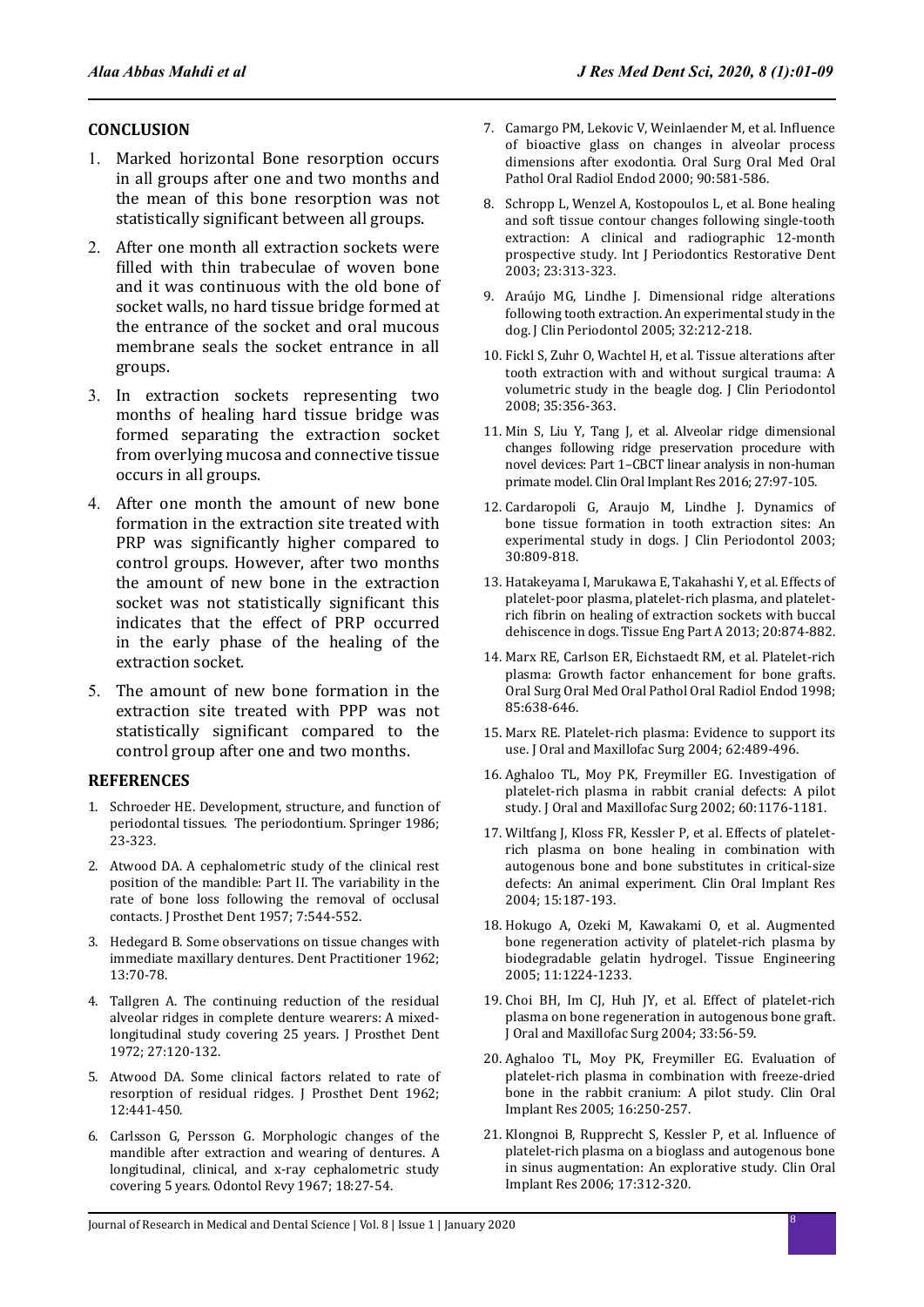## CONCLUSION

1. Marked horizontal Bone resorption occurs in all groups after one and two months and the mean of this bone resorption was not statistically significant between all groups.

2. After one month all extraction sockets were filled with thin trabeculae of woven bone and it was continuous with the old bone of socket walls, no hard tissue bridge formed at the entrance of the socket and oral mucous membrane seals the socket entrance in all groups.

3. In extraction sockets representing two months of healing hard tissue bridge was formed separating the extraction socket from overlying mucosa and connective tissue occurs in all groups.

4. After one month the amount of new bone formation in the extraction site treated with PRP was significantly higher compared to control groups. However, after two months the amount of new bone in the extraction socket was not statistically significant this indicates that the effect of PRP occurred in the early phase of the healing of the extraction socket.

5. The amount of new bone formation in the extraction site treated with PPP was not statistically significant compared to the control group after one and two months.

## REFERENCES

1. Schroeder HE. Development, structure, and function of periodontal tissues. The periodontium. Springer 1986; 23-323.
2. Atwood DA. A cephalometric study of the clinical rest position of the mandible: Part II. The variability in the rate of bone loss following the removal of occlusal contacts. J Prosthet Dent 1957; 7:544-552.
3. Hedegard B. Some observations on tissue changes with immediate maxillary dentures. Dent Practitioner 1962; 13:70-78.
4. Tallgren A. The continuing reduction of the residual alveolar ridges in complete denture wearers: A mixed-longitudinal study covering 25 years. J Prosthet Dent 1972; 27:120-132.
5. Atwood DA. Some clinical factors related to rate of resorption of residual ridges. J Prosthet Dent 1962; 12:441-450.
6. Carlsson G, Persson G. Morphologic changes of the mandible after extraction and wearing of dentures. A longitudinal, clinical, and x-ray cephalometric study covering 5 years. Odontol Revy 1967; 18:27-54.
7. Camargo PM, Lekovic V, Weinlaender M, et al. Influence of bioactive glass on changes in alveolar process dimensions after exodontia. Oral Surg Oral Med Oral Pathol Oral Radiol Endod 2000; 90:581-586.
8. Schropp L, Wenzel A, Kostopoulos L, et al. Bone healing and soft tissue contour changes following single-tooth extraction: A clinical and radiographic 12-month prospective study. Int J Periodontics Restorative Dent 2003; 23:313-323.
9. Araújo MG, Lindhe J. Dimensional ridge alterations following tooth extraction. An experimental study in the dog. J Clin Periodontol 2005; 32:212-218.
10. Fickl S, Zuhr O, Wachtel H, et al. Tissue alterations after tooth extraction with and without surgical trauma: A volumetric study in the beagle dog. J Clin Periodontol 2008; 35:356-363.
11. Min S, Liu Y, Tang J, et al. Alveolar ridge dimensional changes following ridge preservation procedure with novel devices: Part 1–CBCT linear analysis in non-human primate model. Clin Oral Implant Res 2016; 27:97-105.
12. Cardaropoli G, Araujo M, Lindhe J. Dynamics of bone tissue formation in tooth extraction sites: An experimental study in dogs. J Clin Periodontol 2003; 30:809-818.
13. Hatakeyama I, Marukawa E, Takahashi Y, et al. Effects of platelet-poor plasma, platelet-rich plasma, and platelet-rich fibrin on healing of extraction sockets with buccal dehiscence in dogs. Tissue Eng Part A 2013; 20:874-882.
14. Marx RE, Carlson ER, Eichstaedt RM, et al. Platelet-rich plasma: Growth factor enhancement for bone grafts. Oral Surg Oral Med Oral Pathol Oral Radiol Endod 1998; 85:638-646.
15. Marx RE. Platelet-rich plasma: Evidence to support its use. J Oral and Maxillofac Surg 2004; 62:489-496.
16. Aghaloo TL, Moy PK, Freymiller EG. Investigation of platelet-rich plasma in rabbit cranial defects: A pilot study. J Oral and Maxillofac Surg 2002; 60:1176-1181.
17. Wiltfang J, Kloss FR, Kessler P, et al. Effects of platelet-rich plasma on bone healing in combination with autogenous bone and bone substitutes in critical-size defects: An animal experiment. Clin Oral Implant Res 2004; 15:187-193.
18. Hokugo A, Ozeki M, Kawakami O, et al. Augmented bone regeneration activity of platelet-rich plasma by biodegradable gelatin hydrogel. Tissue Engineering 2005; 11:1224-1233.
19. Choi BH, Im CJ, Huh JY, et al. Effect of platelet-rich plasma on bone regeneration in autogenous bone graft. J Oral and Maxillofac Surg 2004; 33:56-59.
20. Aghaloo TL, Moy PK, Freymiller EG. Evaluation of platelet-rich plasma in combination with freeze-dried bone in the rabbit cranium: A pilot study. Clin Oral Implant Res 2005; 16:250-257.
21. Klongnoi B, Rupprecht S, Kessler P, et al. Influence of platelet-rich plasma on a bioglass and autogenous bone in sinus augmentation: An explorative study. Clin Oral Implant Res 2006; 17:312-320.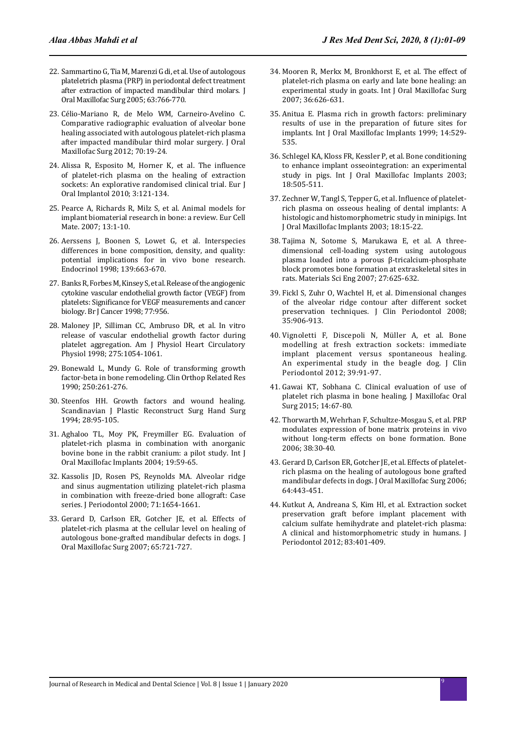22. Sammartino G, Tia M, Marenzi G di, et al. Use of autologous plateletrich plasma (PRP) in periodontal defect treatment after extraction of impacted mandibular third molars. J Oral Maxillofac Surg 2005; 63:766-770.

23. Célio-Mariano R, de Melo WM, Carneiro-Avelino C. Comparative radiographic evaluation of alveolar bone healing associated with autologous platelet-rich plasma after impacted mandibular third molar surgery. J Oral Maxillofac Surg 2012; 70:19-24.

24. Alissa R, Esposito M, Horner K, et al. The influence of platelet-rich plasma on the healing of extraction sockets: An explorative randomised clinical trial. Eur J Oral Implantol 2010; 3:121-134.

25. Pearce A, Richards R, Milz S, et al. Animal models for implant biomaterial research in bone: a review. Eur Cell Mate. 2007; 13:1-10.

26. Aerssens J, Boonen S, Lowet G, et al. Interspecies differences in bone composition, density, and quality: potential implications for in vivo bone research. Endocrinol 1998; 139:663-670.

27. Banks R, Forbes M, Kinsey S, et al. Release of the angiogenic cytokine vascular endothelial growth factor (VEGF) from platelets: Significance for VEGF measurements and cancer biology. Br J Cancer 1998; 77:956.

28. Maloney JP, Silliman CC, Ambruso DR, et al. In vitro release of vascular endothelial growth factor during platelet aggregation. Am J Physiol Heart Circulatory Physiol 1998; 275:1054-1061.

29. Bonewald L, Mundy G. Role of transforming growth factor-beta in bone remodeling. Clin Orthop Related Res 1990; 250:261-276.

30. Steenfos HH. Growth factors and wound healing. Scandinavian J Plastic Reconstruct Surg Hand Surg 1994; 28:95-105.

31. Aghaloo TL, Moy PK, Freymiller EG. Evaluation of platelet-rich plasma in combination with anorganic bovine bone in the rabbit cranium: a pilot study. Int J Oral Maxillofac Implants 2004; 19:59-65.

32. Kassolis JD, Rosen PS, Reynolds MA. Alveolar ridge and sinus augmentation utilizing platelet-rich plasma in combination with freeze-dried bone allograft: Case series. J Periodontol 2000; 71:1654-1661.

33. Gerard D, Carlson ER, Gotcher JE, et al. Effects of platelet-rich plasma at the cellular level on healing of autologous bone-grafted mandibular defects in dogs. J Oral Maxillofac Surg 2007; 65:721-727.

34. Mooren R, Merkx M, Bronkhorst E, et al. The effect of platelet-rich plasma on early and late bone healing: an experimental study in goats. Int J Oral Maxillofac Surg 2007; 36:626-631.

35. Anitua E. Plasma rich in growth factors: preliminary results of use in the preparation of future sites for implants. Int J Oral Maxillofac Implants 1999; 14:529-535.

36. Schlegel KA, Kloss FR, Kessler P, et al. Bone conditioning to enhance implant osseointegration: an experimental study in pigs. Int J Oral Maxillofac Implants 2003; 18:505-511.

37. Zechner W, Tangl S, Tepper G, et al. Influence of platelet-rich plasma on osseous healing of dental implants: A histologic and histomorphometric study in minipigs. Int J Oral Maxillofac Implants 2003; 18:15-22.

38. Tajima N, Sotome S, Marukawa E, et al. A three-dimensional cell-loading system using autologous plasma loaded into a porous β-tricalcium-phosphate block promotes bone formation at extraskeletal sites in rats. Materials Sci Eng 2007; 27:625-632.

39. Fickl S, Zuhr O, Wachtel H, et al. Dimensional changes of the alveolar ridge contour after different socket preservation techniques. J Clin Periodontol 2008; 35:906-913.

40. Vignoletti F, Discepoli N, Müller A, et al. Bone modelling at fresh extraction sockets: immediate implant placement versus spontaneous healing. An experimental study in the beagle dog. J Clin Periodontol 2012; 39:91-97.

41. Gawai KT, Sobhana C. Clinical evaluation of use of platelet rich plasma in bone healing. J Maxillofac Oral Surg 2015; 14:67-80.

42. Thorwarth M, Wehrhan F, Schultze-Mosgau S, et al. PRP modulates expression of bone matrix proteins in vivo without long-term effects on bone formation. Bone 2006; 38:30-40.

43. Gerard D, Carlson ER, Gotcher JE, et al. Effects of platelet-rich plasma on the healing of autologous bone grafted mandibular defects in dogs. J Oral Maxillofac Surg 2006; 64:443-451.

44. Kutkut A, Andreana S, Kim Hl, et al. Extraction socket preservation graft before implant placement with calcium sulfate hemihydrate and platelet-rich plasma: A clinical and histomorphometric study in humans. J Periodontol 2012; 83:401-409.